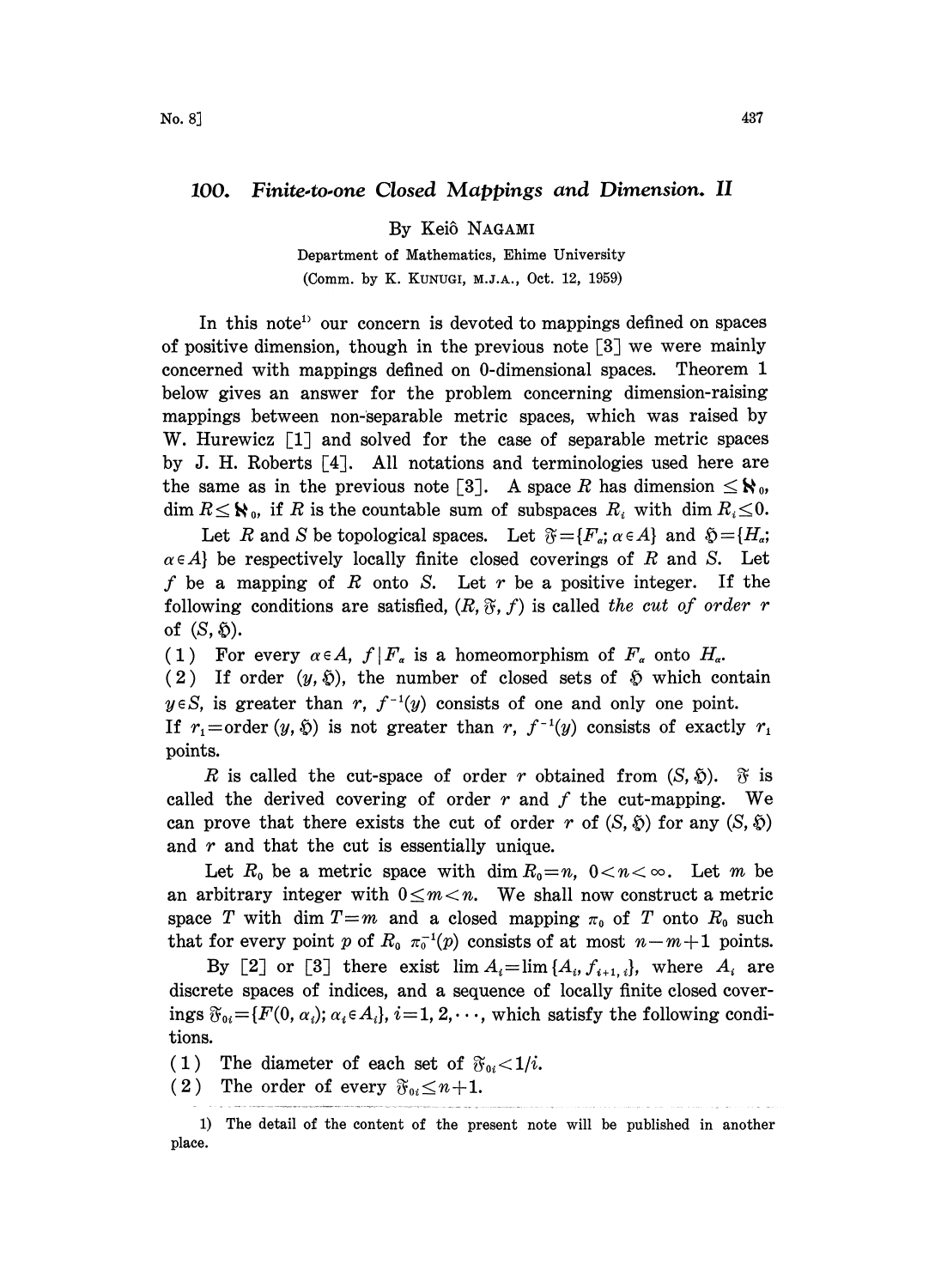# 100. Finite-to-one Closed Mappings and Dimension. II

By Keiô NAGAMI

Department of Mathematics, Ehime University
(Comm. by K. KUNUGI, M.J.A., Oct. 12, 1959)

In this note[1] our concern is devoted to mappings defined on spaces of positive dimension, though in the previous note [3] we were mainly concerned with mappings defined on 0-dimensional spaces. Theorem 1 below gives an answer for the problem concerning dimension-raising mappings between non-separable metric spaces, which was raised by W. Hurewicz [1] and solved for the case of separable metric spaces by J. H. Roberts [4]. All notations and terminologies used here are the same as in the previous note [3]. A space $R$ has dimension $\leq \aleph_0$, $\dim R \leq \aleph_0$, if $R$ is the countable sum of subspaces $R_i$ with $\dim R_i \leq 0$.

Let $R$ and $S$ be topological spaces. Let $\mathfrak{F}=\{F_\alpha; \alpha \in A\}$ and $\mathfrak{H}=\{H_\alpha; \alpha \in A\}$ be respectively locally finite closed coverings of $R$ and $S$. Let $f$ be a mapping of $R$ onto $S$. Let $r$ be a positive integer. If the following conditions are satisfied, $(R, \mathfrak{F}, f)$ is called *the cut of order* $r$ of $(S, \mathfrak{H})$.

(1) For every $\alpha \in A$, $f|F_\alpha$ is a homeomorphism of $F_\alpha$ onto $H_\alpha$.

(2) If order $(y, \mathfrak{H})$, the number of closed sets of $\mathfrak{H}$ which contain $y \in S$, is greater than $r$, $f^{-1}(y)$ consists of one and only one point. If $r_1=$order $(y, \mathfrak{H})$ is not greater than $r$, $f^{-1}(y)$ consists of exactly $r_1$ points.

$R$ is called the cut-space of order $r$ obtained from $(S, \mathfrak{H})$. $\mathfrak{F}$ is called the derived covering of order $r$ and $f$ the cut-mapping. We can prove that there exists the cut of order $r$ of $(S, \mathfrak{H})$ for any $(S, \mathfrak{H})$ and $r$ and that the cut is essentially unique.

Let $R_0$ be a metric space with $\dim R_0=n$, $0<n<\infty$. Let $m$ be an arbitrary integer with $0 \leq m < n$. We shall now construct a metric space $T$ with $\dim T=m$ and a closed mapping $\pi_0$ of $T$ onto $R_0$ such that for every point $p$ of $R_0$ $\pi_0^{-1}(p)$ consists of at most $n-m+1$ points.

By [2] or [3] there exist $\lim A_i=\lim\{A_i, f_{i+1, i}\}$, where $A_i$ are discrete spaces of indices, and a sequence of locally finite closed coverings $\mathfrak{F}_{0i}=\{F(0, \alpha_i); \alpha_i \in A_i\}$, $i=1, 2, \cdots$, which satisfy the following conditions.

(1) The diameter of each set of $\mathfrak{F}_{0i}<1/i$.

(2) The order of every $\mathfrak{F}_{0i} \leq n+1$.

1) The detail of the content of the present note will be published in another place.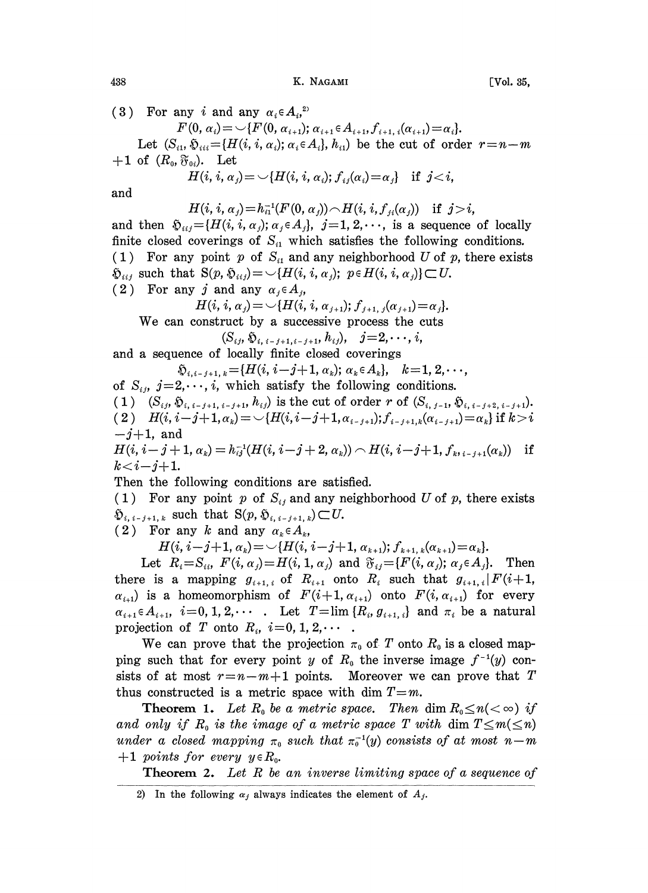(3) For any $i$ and any $\alpha_i \in A_i$,[2]

$$F(0, \alpha_i) = \cup \{F(0, \alpha_{i+1}); \alpha_{i+1} \in A_{i+1}, f_{i+1, i}(\alpha_{i+1}) = \alpha_i\}.$$

Let $(S_{i1}, \mathfrak{H}_{iii} = \{H(i, i, \alpha_i); \alpha_i \in A_i\}, h_{i1})$ be the cut of order $r = n - m + 1$ of $(R_0, \mathfrak{F}_{0i})$. Let

$$H(i, i, \alpha_j) = \cup \{H(i, i, \alpha_i); f_{ij}(\alpha_i) = \alpha_j\} \quad \text{if } j < i,$$

and

$$H(i, i, \alpha_j) = h_{i1}^{-1}(F(0, \alpha_j)) \frown H(i, i, f_{ji}(\alpha_j)) \quad \text{if } j > i,$$

and then $\mathfrak{H}_{iij} = \{H(i, i, \alpha_j); \alpha_j \in A_j\}$, $j = 1, 2, \cdots$, is a sequence of locally finite closed coverings of $S_{i1}$ which satisfies the following conditions.

(1) For any point $p$ of $S_{i1}$ and any neighborhood $U$ of $p$, there exists $\mathfrak{H}_{iij}$ such that $\mathrm{S}(p, \mathfrak{H}_{iij}) = \cup \{H(i, i, \alpha_j);\ p \in H(i, i, \alpha_j)\} \subset U$.

(2) For any $j$ and any $\alpha_j \in A_j$,

$$H(i, i, \alpha_j) = \cup \{H(i, i, \alpha_{j+1}); f_{j+1, j}(\alpha_{j+1}) = \alpha_j\}.$$

We can construct by a successive process the cuts

$$(S_{ij}, \mathfrak{H}_{i, i-j+1, i-j+1}, h_{ij}), \quad j = 2, \cdots, i,$$

and a sequence of locally finite closed coverings

$$\mathfrak{H}_{i, i-j+1, k} = \{H(i, i-j+1, \alpha_k); \alpha_k \in A_k\}, \quad k = 1, 2, \cdots,$$

of $S_{ij}$, $j = 2, \cdots, i$, which satisfy the following conditions.

(1) $(S_{ij}, \mathfrak{H}_{i, i-j+1, i-j+1}, h_{ij})$ is the cut of order $r$ of $(S_{i, j-1}, \mathfrak{H}_{i, i-j+2, i-j+1})$.

(2) $H(i, i-j+1, \alpha_k) = \cup \{H(i, i-j+1, \alpha_{i-j+1}); f_{i-j+1, k}(\alpha_{i-j+1}) = \alpha_k\}$ if $k > i-j+1$, and

$H(i, i-j+1, \alpha_k) = h_{ij}^{-1}(H(i, i-j+2, \alpha_k)) \frown H(i, i-j+1, f_{k, i-j+1}(\alpha_k))$ if $k < i-j+1$.

Then the following conditions are satisfied.

(1) For any point $p$ of $S_{ij}$ and any neighborhood $U$ of $p$, there exists $\mathfrak{H}_{i, i-j+1, k}$ such that $\mathrm{S}(p, \mathfrak{H}_{i, i-j+1, k}) \subset U$.

(2) For any $k$ and any $\alpha_k \in A_k$,

$$H(i, i-j+1, \alpha_k) = \cup \{H(i, i-j+1, \alpha_{k+1}); f_{k+1, k}(\alpha_{k+1}) = \alpha_k\}.$$

Let $R_i = S_{ii}$, $F(i, \alpha_j) = H(i, 1, \alpha_j)$ and $\mathfrak{F}_{ij} = \{F(i, \alpha_j); \alpha_j \in A_j\}$. Then there is a mapping $g_{i+1, i}$ of $R_{i+1}$ onto $R_i$ such that $g_{i+1, i} | F(i+1, \alpha_{i+1})$ is a homeomorphism of $F(i+1, \alpha_{i+1})$ onto $F(i, \alpha_{i+1})$ for every $\alpha_{i+1} \in A_{i+1}$, $i = 0, 1, 2, \cdots$. Let $T = \lim \{R_i, g_{i+1, i}\}$ and $\pi_i$ be a natural projection of $T$ onto $R_i$, $i = 0, 1, 2, \cdots$.

We can prove that the projection $\pi_0$ of $T$ onto $R_0$ is a closed mapping such that for every point $y$ of $R_0$ the inverse image $f^{-1}(y)$ consists of at most $r = n - m + 1$ points. Moreover we can prove that $T$ thus constructed is a metric space with $\dim T = m$.

**Theorem 1.** *Let $R_0$ be a metric space. Then $\dim R_0 \leq n (< \infty)$ if and only if $R_0$ is the image of a metric space $T$ with $\dim T \leq m (\leq n)$ under a closed mapping $\pi_0$ such that $\pi_0^{-1}(y)$ consists of at most $n - m + 1$ points for every $y \in R_0$.*

**Theorem 2.** *Let $R$ be an inverse limiting space of a sequence of*

---

2) In the following $\alpha_j$ always indicates the element of $A_j$.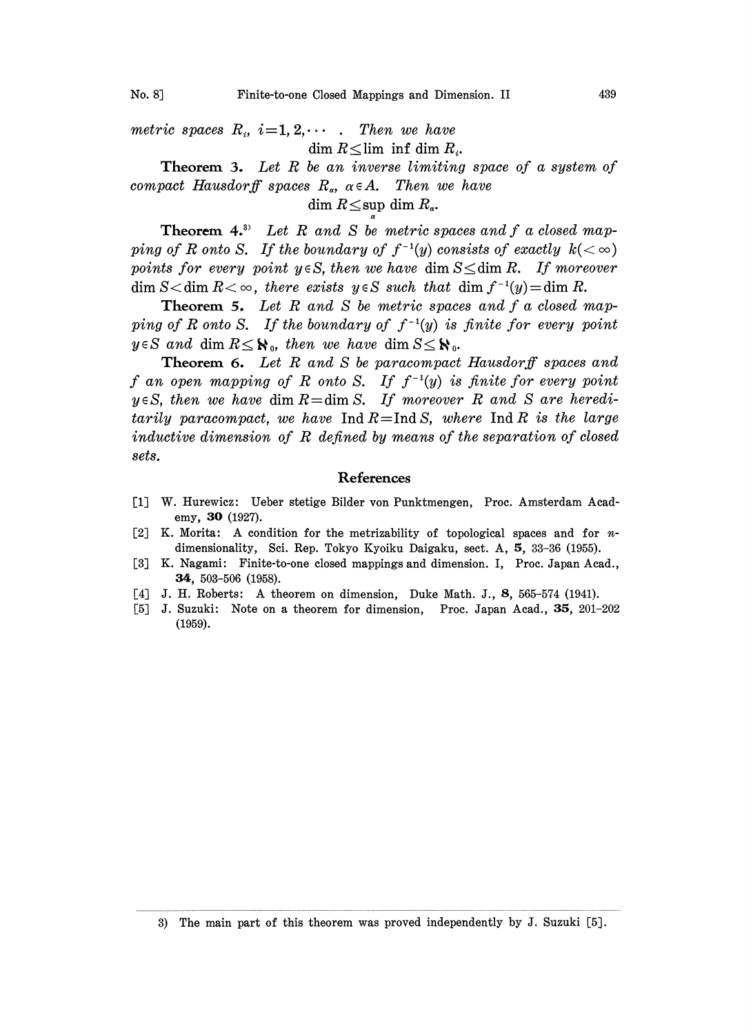*metric spaces* $R_i$, $i=1,2,\cdots$ . *Then we have*

$$\dim R \leq \lim\ \inf \dim R_i.$$

**Theorem 3.** *Let* $R$ *be an inverse limiting space of a system of compact Hausdorff spaces* $R_\alpha$, $\alpha \in A$. *Then we have*

$$\dim R \leq \sup_\alpha \dim R_\alpha.$$

**Theorem 4.**[3] *Let* $R$ *and* $S$ *be metric spaces and* $f$ *a closed mapping of* $R$ *onto* $S$. *If the boundary of* $f^{-1}(y)$ *consists of exactly* $k(<\infty)$ *points for every point* $y \in S$, *then we have* $\dim S \leq \dim R$. *If moreover* $\dim S < \dim R < \infty$, *there exists* $y \in S$ *such that* $\dim f^{-1}(y) = \dim R$.

**Theorem 5.** *Let* $R$ *and* $S$ *be metric spaces and* $f$ *a closed mapping of* $R$ *onto* $S$. *If the boundary of* $f^{-1}(y)$ *is finite for every point* $y \in S$ *and* $\dim R \leq \aleph_0$, *then we have* $\dim S \leq \aleph_0$.

**Theorem 6.** *Let* $R$ *and* $S$ *be paracompact Hausdorff spaces and* $f$ *an open mapping of* $R$ *onto* $S$. *If* $f^{-1}(y)$ *is finite for every point* $y \in S$, *then we have* $\dim R = \dim S$. *If moreover* $R$ *and* $S$ *are hereditarily paracompact, we have* $\operatorname{Ind} R = \operatorname{Ind} S$, *where* $\operatorname{Ind} R$ *is the large inductive dimension of* $R$ *defined by means of the separation of closed sets.*

## References

[1] W. Hurewicz: Ueber stetige Bilder von Punktmengen, Proc. Amsterdam Academy, **30** (1927).

[2] K. Morita: A condition for the metrizability of topological spaces and for $n$-dimensionality, Sci. Rep. Tokyo Kyoiku Daigaku, sect. A, **5**, 33–36 (1955).

[3] K. Nagami: Finite-to-one closed mappings and dimension. I, Proc. Japan Acad., **34**, 503–506 (1958).

[4] J. H. Roberts: A theorem on dimension, Duke Math. J., **8**, 565–574 (1941).

[5] J. Suzuki: Note on a theorem for dimension, Proc. Japan Acad., **35**, 201–202 (1959).

---

3) The main part of this theorem was proved independently by J. Suzuki [5].